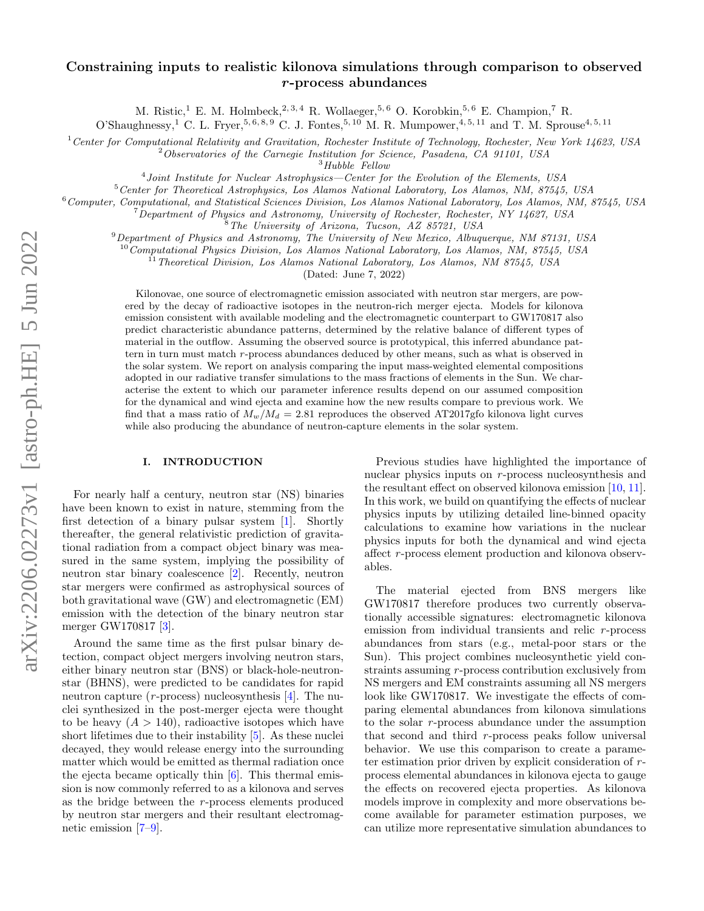# Constraining inputs to realistic kilonova simulations through comparison to observed $r$-process abundances

M. Ristic,[1] E. M. Holmbeck,[2,3,4] R. Wollaeger,[5,6] O. Korobkin,[5,6] E. Champion,[7] R. O'Shaughnessy,[1] C. L. Fryer,[5,6,8,9] C. J. Fontes,[5,10] M. R. Mumpower,[4,5,11] and T. M. Sprouse[4,5,11]

[1] *Center for Computational Relativity and Gravitation, Rochester Institute of Technology, Rochester, New York 14623, USA*
[2] *Observatories of the Carnegie Institution for Science, Pasadena, CA 91101, USA*
[3] *Hubble Fellow*
[4] *Joint Institute for Nuclear Astrophysics—Center for the Evolution of the Elements, USA*
[5] *Center for Theoretical Astrophysics, Los Alamos National Laboratory, Los Alamos, NM, 87545, USA*
[6] *Computer, Computational, and Statistical Sciences Division, Los Alamos National Laboratory, Los Alamos, NM, 87545, USA*
[7] *Department of Physics and Astronomy, University of Rochester, Rochester, NY 14627, USA*
[8] *The University of Arizona, Tucson, AZ 85721, USA*
[9] *Department of Physics and Astronomy, The University of New Mexico, Albuquerque, NM 87131, USA*
[10] *Computational Physics Division, Los Alamos National Laboratory, Los Alamos, NM, 87545, USA*
[11] *Theoretical Division, Los Alamos National Laboratory, Los Alamos, NM 87545, USA*

(Dated: June 7, 2022)

Kilonovae, one source of electromagnetic emission associated with neutron star mergers, are powered by the decay of radioactive isotopes in the neutron-rich merger ejecta. Models for kilonova emission consistent with available modeling and the electromagnetic counterpart to GW170817 also predict characteristic abundance patterns, determined by the relative balance of different types of material in the outflow. Assuming the observed source is prototypical, this inferred abundance pattern in turn must match $r$-process abundances deduced by other means, such as what is observed in the solar system. We report on analysis comparing the input mass-weighted elemental compositions adopted in our radiative transfer simulations to the mass fractions of elements in the Sun. We characterise the extent to which our parameter inference results depend on our assumed composition for the dynamical and wind ejecta and examine how the new results compare to previous work. We find that a mass ratio of $M_w/M_d = 2.81$ reproduces the observed AT2017gfo kilonova light curves while also producing the abundance of neutron-capture elements in the solar system.

## I. INTRODUCTION

For nearly half a century, neutron star (NS) binaries have been known to exist in nature, stemming from the first detection of a binary pulsar system [1]. Shortly thereafter, the general relativistic prediction of gravitational radiation from a compact object binary was measured in the same system, implying the possibility of neutron star binary coalescence [2]. Recently, neutron star mergers were confirmed as astrophysical sources of both gravitational wave (GW) and electromagnetic (EM) emission with the detection of the binary neutron star merger GW170817 [3].

Around the same time as the first pulsar binary detection, compact object mergers involving neutron stars, either binary neutron star (BNS) or black-hole-neutron-star (BHNS), were predicted to be candidates for rapid neutron capture ($r$-process) nucleosynthesis [4]. The nuclei synthesized in the post-merger ejecta were thought to be heavy ($A > 140$), radioactive isotopes which have short lifetimes due to their instability [5]. As these nuclei decayed, they would release energy into the surrounding matter which would be emitted as thermal radiation once the ejecta became optically thin [6]. This thermal emission is now commonly referred to as a kilonova and serves as the bridge between the $r$-process elements produced by neutron star mergers and their resultant electromagnetic emission [7–9].

Previous studies have highlighted the importance of nuclear physics inputs on $r$-process nucleosynthesis and the resultant effect on observed kilonova emission [10, 11]. In this work, we build on quantifying the effects of nuclear physics inputs by utilizing detailed line-binned opacity calculations to examine how variations in the nuclear physics inputs for both the dynamical and wind ejecta affect $r$-process element production and kilonova observables.

The material ejected from BNS mergers like GW170817 therefore produces two currently observationally accessible signatures: electromagnetic kilonova emission from individual transients and relic $r$-process abundances from stars (e.g., metal-poor stars or the Sun). This project combines nucleosynthetic yield constraints assuming $r$-process contribution exclusively from NS mergers and EM constraints assuming all NS mergers look like GW170817. We investigate the effects of comparing elemental abundances from kilonova simulations to the solar $r$-process abundance under the assumption that second and third $r$-process peaks follow universal behavior. We use this comparison to create a parameter estimation prior driven by explicit consideration of $r$-process elemental abundances in kilonova ejecta to gauge the effects on recovered ejecta properties. As kilonova models improve in complexity and more observations become available for parameter estimation purposes, we can utilize more representative simulation abundances to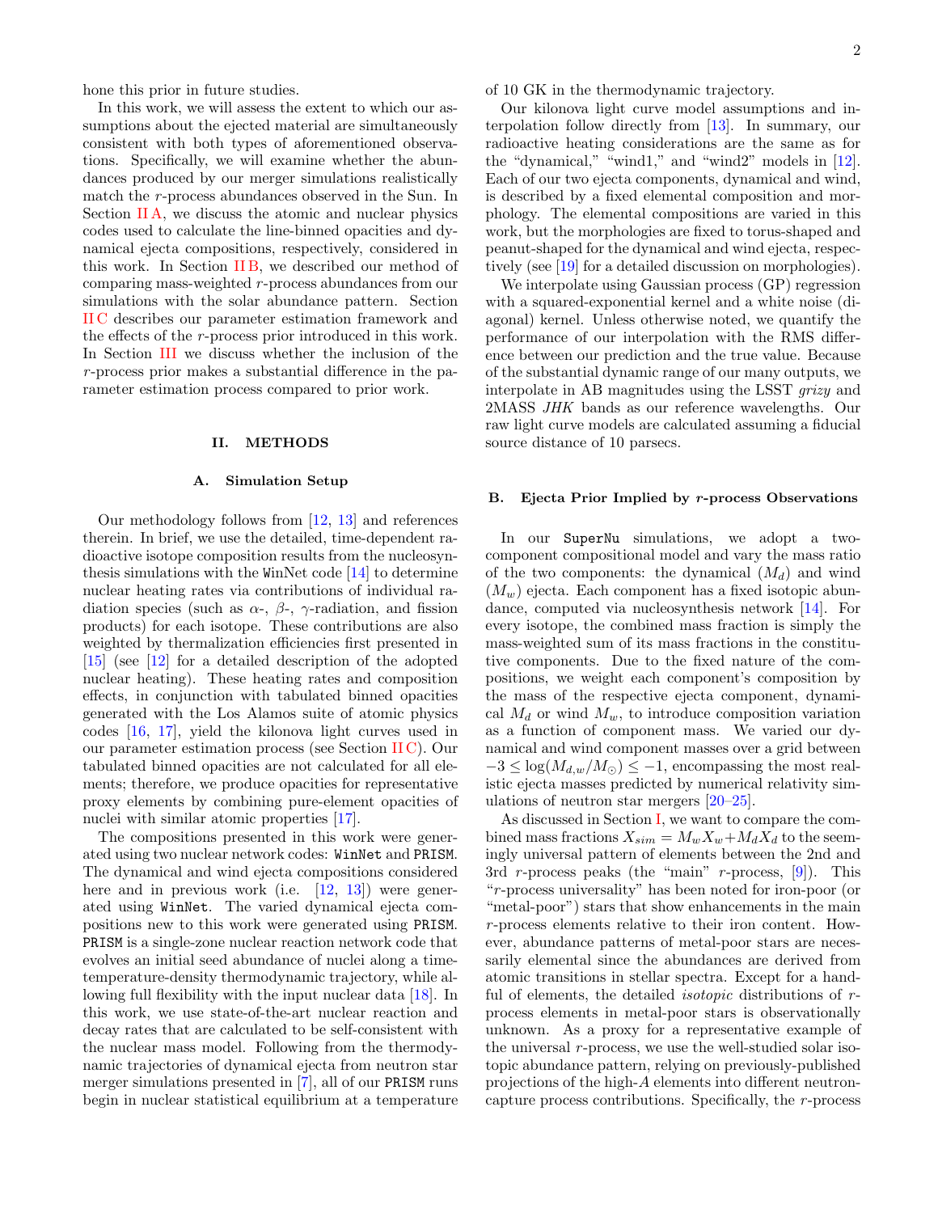hone this prior in future studies.

In this work, we will assess the extent to which our assumptions about the ejected material are simultaneously consistent with both types of aforementioned observations. Specifically, we will examine whether the abundances produced by our merger simulations realistically match the $r$-process abundances observed in the Sun. In Section II A, we discuss the atomic and nuclear physics codes used to calculate the line-binned opacities and dynamical ejecta compositions, respectively, considered in this work. In Section II B, we described our method of comparing mass-weighted $r$-process abundances from our simulations with the solar abundance pattern. Section II C describes our parameter estimation framework and the effects of the $r$-process prior introduced in this work. In Section III we discuss whether the inclusion of the $r$-process prior makes a substantial difference in the parameter estimation process compared to prior work.

## II. METHODS

### A. Simulation Setup

Our methodology follows from [12, 13] and references therein. In brief, we use the detailed, time-dependent radioactive isotope composition results from the nucleosynthesis simulations with the WinNet code [14] to determine nuclear heating rates via contributions of individual radiation species (such as $\alpha$-, $\beta$-, $\gamma$-radiation, and fission products) for each isotope. These contributions are also weighted by thermalization efficiencies first presented in [15] (see [12] for a detailed description of the adopted nuclear heating). These heating rates and composition effects, in conjunction with tabulated binned opacities generated with the Los Alamos suite of atomic physics codes [16, 17], yield the kilonova light curves used in our parameter estimation process (see Section II C). Our tabulated binned opacities are not calculated for all elements; therefore, we produce opacities for representative proxy elements by combining pure-element opacities of nuclei with similar atomic properties [17].

The compositions presented in this work were generated using two nuclear network codes: WinNet and PRISM. The dynamical and wind ejecta compositions considered here and in previous work (i.e. [12, 13]) were generated using WinNet. The varied dynamical ejecta compositions new to this work were generated using PRISM. PRISM is a single-zone nuclear reaction network code that evolves an initial seed abundance of nuclei along a time-temperature-density thermodynamic trajectory, while allowing full flexibility with the input nuclear data [18]. In this work, we use state-of-the-art nuclear reaction and decay rates that are calculated to be self-consistent with the nuclear mass model. Following from the thermodynamic trajectories of dynamical ejecta from neutron star merger simulations presented in [7], all of our PRISM runs begin in nuclear statistical equilibrium at a temperature of 10 GK in the thermodynamic trajectory.

Our kilonova light curve model assumptions and interpolation follow directly from [13]. In summary, our radioactive heating considerations are the same as for the "dynamical," "wind1," and "wind2" models in [12]. Each of our two ejecta components, dynamical and wind, is described by a fixed elemental composition and morphology. The elemental compositions are varied in this work, but the morphologies are fixed to torus-shaped and peanut-shaped for the dynamical and wind ejecta, respectively (see [19] for a detailed discussion on morphologies).

We interpolate using Gaussian process (GP) regression with a squared-exponential kernel and a white noise (diagonal) kernel. Unless otherwise noted, we quantify the performance of our interpolation with the RMS difference between our prediction and the true value. Because of the substantial dynamic range of our many outputs, we interpolate in AB magnitudes using the LSST *grizy* and 2MASS *JHK* bands as our reference wavelengths. Our raw light curve models are calculated assuming a fiducial source distance of 10 parsecs.

### B. Ejecta Prior Implied by $r$-process Observations

In our SuperNu simulations, we adopt a two-component compositional model and vary the mass ratio of the two components: the dynamical ($M_d$) and wind ($M_w$) ejecta. Each component has a fixed isotopic abundance, computed via nucleosynthesis network [14]. For every isotope, the combined mass fraction is simply the mass-weighted sum of its mass fractions in the constitutive components. Due to the fixed nature of the compositions, we weight each component's composition by the mass of the respective ejecta component, dynamical $M_d$ or wind $M_w$, to introduce composition variation as a function of component mass. We varied our dynamical and wind component masses over a grid between $-3 \leq \log(M_{d,w}/M_\odot) \leq -1$, encompassing the most realistic ejecta masses predicted by numerical relativity simulations of neutron star mergers [20–25].

As discussed in Section I, we want to compare the combined mass fractions $X_{sim} = M_w X_w + M_d X_d$ to the seemingly universal pattern of elements between the 2nd and 3rd $r$-process peaks (the "main" $r$-process, [9]). This "$r$-process universality" has been noted for iron-poor (or "metal-poor") stars that show enhancements in the main $r$-process elements relative to their iron content. However, abundance patterns of metal-poor stars are necessarily elemental since the abundances are derived from atomic transitions in stellar spectra. Except for a handful of elements, the detailed *isotopic* distributions of $r$-process elements in metal-poor stars is observationally unknown. As a proxy for a representative example of the universal $r$-process, we use the well-studied solar isotopic abundance pattern, relying on previously-published projections of the high-$A$ elements into different neutron-capture process contributions. Specifically, the $r$-process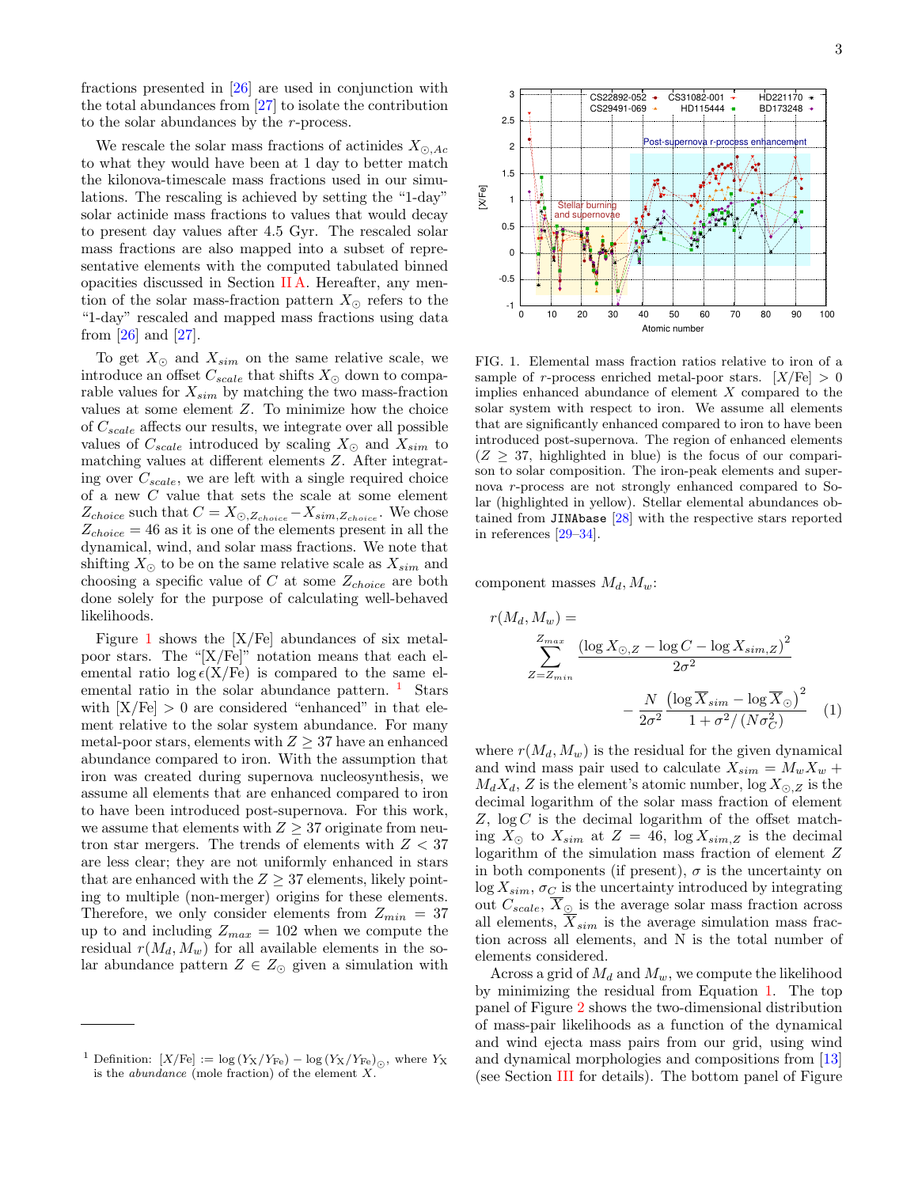fractions presented in [26] are used in conjunction with the total abundances from [27] to isolate the contribution to the solar abundances by the $r$-process.

We rescale the solar mass fractions of actinides $X_{\odot,Ac}$ to what they would have been at 1 day to better match the kilonova-timescale mass fractions used in our simulations. The rescaling is achieved by setting the "1-day" solar actinide mass fractions to values that would decay to present day values after 4.5 Gyr. The rescaled solar mass fractions are also mapped into a subset of representative elements with the computed tabulated binned opacities discussed in Section II A. Hereafter, any mention of the solar mass-fraction pattern $X_\odot$ refers to the "1-day" rescaled and mapped mass fractions using data from [26] and [27].

To get $X_\odot$ and $X_{sim}$ on the same relative scale, we introduce an offset $C_{scale}$ that shifts $X_\odot$ down to comparable values for $X_{sim}$ by matching the two mass-fraction values at some element $Z$. To minimize how the choice of $C_{scale}$ affects our results, we integrate over all possible values of $C_{scale}$ introduced by scaling $X_\odot$ and $X_{sim}$ to matching values at different elements $Z$. After integrating over $C_{scale}$, we are left with a single required choice of a new $C$ value that sets the scale at some element $Z_{choice}$ such that $C = X_{\odot,Z_{choice}} - X_{sim,Z_{choice}}$. We chose $Z_{choice} = 46$ as it is one of the elements present in all the dynamical, wind, and solar mass fractions. We note that shifting $X_\odot$ to be on the same relative scale as $X_{sim}$ and choosing a specific value of $C$ at some $Z_{choice}$ are both done solely for the purpose of calculating well-behaved likelihoods.

Figure 1 shows the [X/Fe] abundances of six metal-poor stars. The "[X/Fe]" notation means that each elemental ratio $\log \epsilon(\mathrm{X/Fe})$ is compared to the same elemental ratio in the solar abundance pattern. [1] Stars with $[\mathrm{X/Fe}] > 0$ are considered "enhanced" in that element relative to the solar system abundance. For many metal-poor stars, elements with $Z \geq 37$ have an enhanced abundance compared to iron. With the assumption that iron was created during supernova nucleosynthesis, we assume all elements that are enhanced compared to iron to have been introduced post-supernova. For this work, we assume that elements with $Z \geq 37$ originate from neutron star mergers. The trends of elements with $Z < 37$ are less clear; they are not uniformly enhanced in stars that are enhanced with the $Z \geq 37$ elements, likely pointing to multiple (non-merger) origins for these elements. Therefore, we only consider elements from $Z_{min} = 37$ up to and including $Z_{max} = 102$ when we compute the residual $r(M_d, M_w)$ for all available elements in the solar abundance pattern $Z \in Z_\odot$ given a simulation with component masses $M_d, M_w$:

$$r(M_d, M_w) = \sum_{Z=Z_{min}}^{Z_{max}} \frac{\left(\log X_{\odot,Z} - \log C - \log X_{sim,Z}\right)^2}{2\sigma^2} - \frac{N}{2\sigma^2} \frac{\left(\log \overline{X}_{sim} - \log \overline{X}_\odot\right)^2}{1 + \sigma^2/(N\sigma_C^2)} \quad (1)$$

where $r(M_d, M_w)$ is the residual for the given dynamical and wind mass pair used to calculate $X_{sim} = M_w X_w + M_d X_d$, $Z$ is the element's atomic number, $\log X_{\odot,Z}$ is the decimal logarithm of the solar mass fraction of element $Z$, $\log C$ is the decimal logarithm of the offset matching $X_\odot$ to $X_{sim}$ at $Z = 46$, $\log X_{sim,Z}$ is the decimal logarithm of the simulation mass fraction of element $Z$ in both components (if present), $\sigma$ is the uncertainty on $\log X_{sim}$, $\sigma_C$ is the uncertainty introduced by integrating out $C_{scale}$, $\overline{X}_\odot$ is the average solar mass fraction across all elements, $\overline{X}_{sim}$ is the average simulation mass fraction across all elements, and N is the total number of elements considered.

Across a grid of $M_d$ and $M_w$, we compute the likelihood by minimizing the residual from Equation 1. The top panel of Figure 2 shows the two-dimensional distribution of mass-pair likelihoods as a function of the dynamical and wind ejecta mass pairs from our grid, using wind and dynamical morphologies and compositions from [13] (see Section III for details). The bottom panel of Figure

FIG. 1. Elemental mass fraction ratios relative to iron of a sample of $r$-process enriched metal-poor stars. $[\mathrm{X/Fe}] > 0$ implies enhanced abundance of element $X$ compared to the solar system with respect to iron. We assume all elements that are significantly enhanced compared to iron to have been introduced post-supernova. The region of enhanced elements ($Z \geq 37$, highlighted in blue) is the focus of our comparison to solar composition. The iron-peak elements and supernova $r$-process are not strongly enhanced compared to Solar (highlighted in yellow). Stellar elemental abundances obtained from `JINAbase` [28] with the respective stars reported in references [29–34].

[1] Definition: $[X/\mathrm{Fe}] := \log\left(Y_\mathrm{X}/Y_\mathrm{Fe}\right) - \log\left(Y_\mathrm{X}/Y_\mathrm{Fe}\right)_\odot$, where $Y_\mathrm{X}$ is the *abundance* (mole fraction) of the element $X$.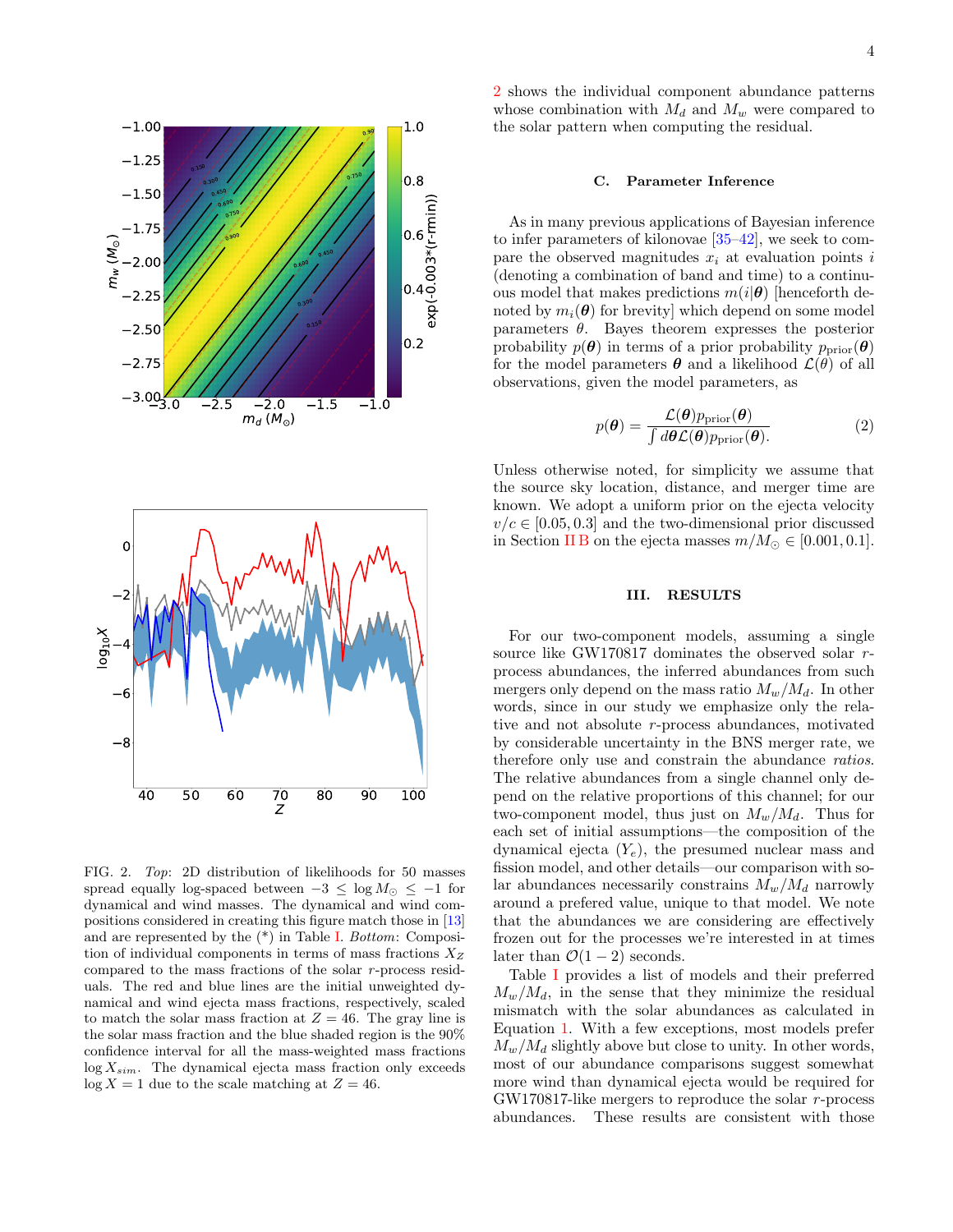FIG. 2. *Top*: 2D distribution of likelihoods for 50 masses spread equally log-spaced between $-3 \leq \log M_\odot \leq -1$ for dynamical and wind masses. The dynamical and wind compositions considered in creating this figure match those in [13] and are represented by the (*) in Table I. *Bottom*: Composition of individual components in terms of mass fractions $X_Z$ compared to the mass fractions of the solar $r$-process residuals. The red and blue lines are the initial unweighted dynamical and wind ejecta mass fractions, respectively, scaled to match the solar mass fraction at $Z = 46$. The gray line is the solar mass fraction and the blue shaded region is the 90% confidence interval for all the mass-weighted mass fractions $\log X_{sim}$. The dynamical ejecta mass fraction only exceeds $\log X = 1$ due to the scale matching at $Z = 46$.

2 shows the individual component abundance patterns whose combination with $M_d$ and $M_w$ were compared to the solar pattern when computing the residual.

### C. Parameter Inference

As in many previous applications of Bayesian inference to infer parameters of kilonovae [35–42], we seek to compare the observed magnitudes $x_i$ at evaluation points $i$ (denoting a combination of band and time) to a continuous model that makes predictions $m(i|\boldsymbol{\theta})$ [henceforth denoted by $m_i(\boldsymbol{\theta})$ for brevity] which depend on some model parameters $\theta$. Bayes theorem expresses the posterior probability $p(\boldsymbol{\theta})$ in terms of a prior probability $p_{\text{prior}}(\boldsymbol{\theta})$ for the model parameters $\boldsymbol{\theta}$ and a likelihood $\mathcal{L}(\theta)$ of all observations, given the model parameters, as

$$p(\boldsymbol{\theta}) = \frac{\mathcal{L}(\boldsymbol{\theta}) p_{\text{prior}}(\boldsymbol{\theta})}{\int d\boldsymbol{\theta} \mathcal{L}(\boldsymbol{\theta}) p_{\text{prior}}(\boldsymbol{\theta})}. \tag{2}$$

Unless otherwise noted, for simplicity we assume that the source sky location, distance, and merger time are known. We adopt a uniform prior on the ejecta velocity $v/c \in [0.05, 0.3]$ and the two-dimensional prior discussed in Section II B on the ejecta masses $m/M_\odot \in [0.001, 0.1]$.

## III. RESULTS

For our two-component models, assuming a single source like GW170817 dominates the observed solar $r$-process abundances, the inferred abundances from such mergers only depend on the mass ratio $M_w/M_d$. In other words, since in our study we emphasize only the relative and not absolute $r$-process abundances, motivated by considerable uncertainty in the BNS merger rate, we therefore only use and constrain the abundance *ratios*. The relative abundances from a single channel only depend on the relative proportions of this channel; for our two-component model, thus just on $M_w/M_d$. Thus for each set of initial assumptions—the composition of the dynamical ejecta ($Y_e$), the presumed nuclear mass and fission model, and other details—our comparison with solar abundances necessarily constrains $M_w/M_d$ narrowly around a prefered value, unique to that model. We note that the abundances we are considering are effectively frozen out for the processes we're interested in at times later than $\mathcal{O}(1-2)$ seconds.

Table I provides a list of models and their preferred $M_w/M_d$, in the sense that they minimize the residual mismatch with the solar abundances as calculated in Equation 1. With a few exceptions, most models prefer $M_w/M_d$ slightly above but close to unity. In other words, most of our abundance comparisons suggest somewhat more wind than dynamical ejecta would be required for GW170817-like mergers to reproduce the solar $r$-process abundances. These results are consistent with those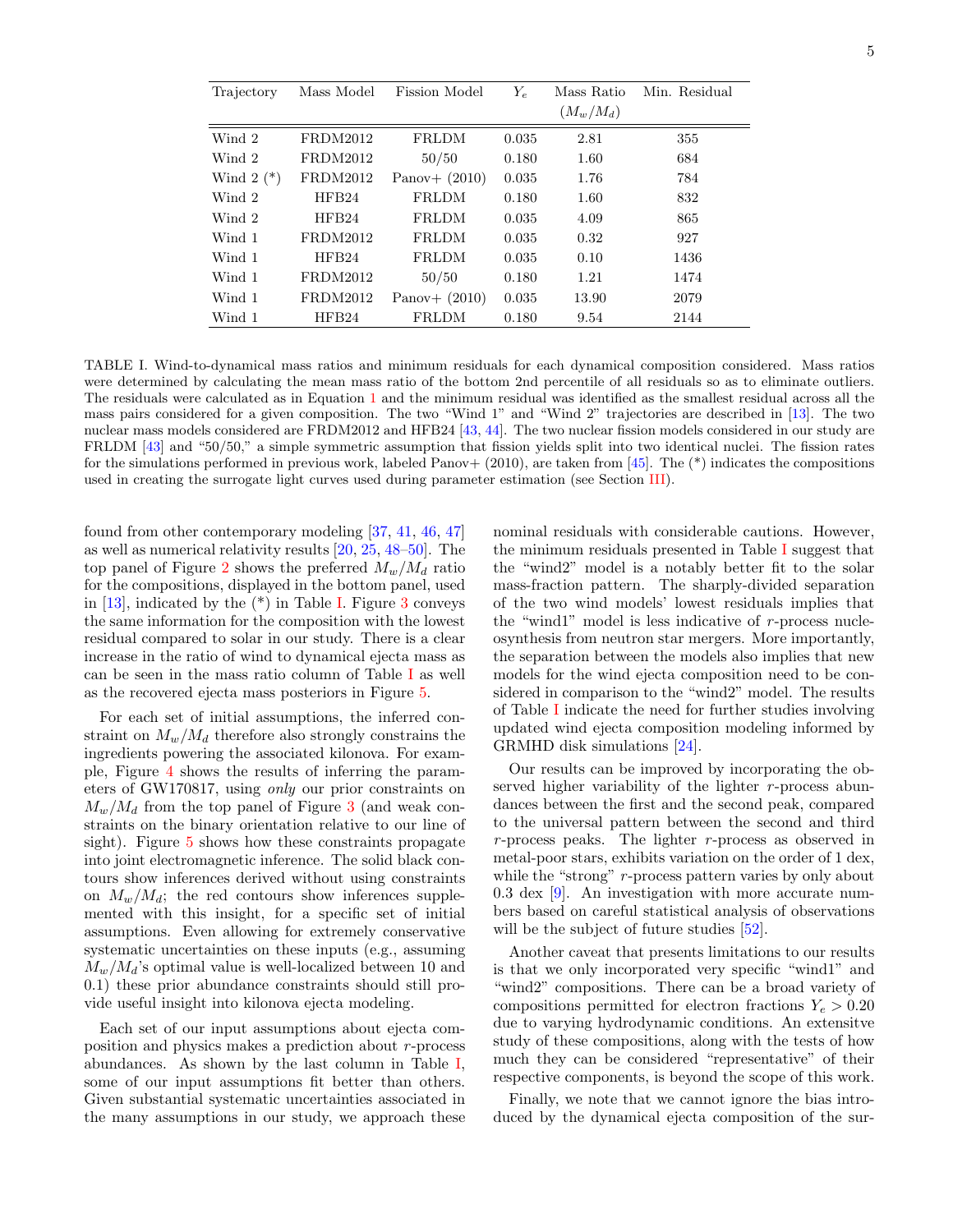| Trajectory | Mass Model | Fission Model | $Y_e$ | Mass Ratio ($M_w/M_d$) | Min. Residual |
|---|---|---|---|---|---|
| Wind 2 | FRDM2012 | FRLDM | 0.035 | 2.81 | 355 |
| Wind 2 | FRDM2012 | 50/50 | 0.180 | 1.60 | 684 |
| Wind 2 (*) | FRDM2012 | Panov+ (2010) | 0.035 | 1.76 | 784 |
| Wind 2 | HFB24 | FRLDM | 0.180 | 1.60 | 832 |
| Wind 2 | HFB24 | FRLDM | 0.035 | 4.09 | 865 |
| Wind 1 | FRDM2012 | FRLDM | 0.035 | 0.32 | 927 |
| Wind 1 | HFB24 | FRLDM | 0.035 | 0.10 | 1436 |
| Wind 1 | FRDM2012 | 50/50 | 0.180 | 1.21 | 1474 |
| Wind 1 | FRDM2012 | Panov+ (2010) | 0.035 | 13.90 | 2079 |
| Wind 1 | HFB24 | FRLDM | 0.180 | 9.54 | 2144 |

TABLE I. Wind-to-dynamical mass ratios and minimum residuals for each dynamical composition considered. Mass ratios were determined by calculating the mean mass ratio of the bottom 2nd percentile of all residuals so as to eliminate outliers. The residuals were calculated as in Equation 1 and the minimum residual was identified as the smallest residual across all the mass pairs considered for a given composition. The two "Wind 1" and "Wind 2" trajectories are described in [13]. The two nuclear mass models considered are FRDM2012 and HFB24 [43, 44]. The two nuclear fission models considered in our study are FRLDM [43] and "50/50," a simple symmetric assumption that fission yields split into two identical nuclei. The fission rates for the simulations performed in previous work, labeled Panov+ (2010), are taken from [45]. The (*) indicates the compositions used in creating the surrogate light curves used during parameter estimation (see Section III).

found from other contemporary modeling [37, 41, 46, 47] as well as numerical relativity results [20, 25, 48–50]. The top panel of Figure 2 shows the preferred $M_w/M_d$ ratio for the compositions, displayed in the bottom panel, used in [13], indicated by the (*) in Table I. Figure 3 conveys the same information for the composition with the lowest residual compared to solar in our study. There is a clear increase in the ratio of wind to dynamical ejecta mass as can be seen in the mass ratio column of Table I as well as the recovered ejecta mass posteriors in Figure 5.

For each set of initial assumptions, the inferred constraint on $M_w/M_d$ therefore also strongly constrains the ingredients powering the associated kilonova. For example, Figure 4 shows the results of inferring the parameters of GW170817, using *only* our prior constraints on $M_w/M_d$ from the top panel of Figure 3 (and weak constraints on the binary orientation relative to our line of sight). Figure 5 shows how these constraints propagate into joint electromagnetic inference. The solid black contours show inferences derived without using constraints on $M_w/M_d$; the red contours show inferences supplemented with this insight, for a specific set of initial assumptions. Even allowing for extremely conservative systematic uncertainties on these inputs (e.g., assuming $M_w/M_d$'s optimal value is well-localized between 10 and 0.1) these prior abundance constraints should still provide useful insight into kilonova ejecta modeling.

Each set of our input assumptions about ejecta composition and physics makes a prediction about $r$-process abundances. As shown by the last column in Table I, some of our input assumptions fit better than others. Given substantial systematic uncertainties associated in the many assumptions in our study, we approach these nominal residuals with considerable cautions. However, the minimum residuals presented in Table I suggest that the "wind2" model is a notably better fit to the solar mass-fraction pattern. The sharply-divided separation of the two wind models' lowest residuals implies that the "wind1" model is less indicative of $r$-process nucleosynthesis from neutron star mergers. More importantly, the separation between the models also implies that new models for the wind ejecta composition need to be considered in comparison to the "wind2" model. The results of Table I indicate the need for further studies involving updated wind ejecta composition modeling informed by GRMHD disk simulations [24].

Our results can be improved by incorporating the observed higher variability of the lighter $r$-process abundances between the first and the second peak, compared to the universal pattern between the second and third $r$-process peaks. The lighter $r$-process as observed in metal-poor stars, exhibits variation on the order of 1 dex, while the "strong" $r$-process pattern varies by only about 0.3 dex [9]. An investigation with more accurate numbers based on careful statistical analysis of observations will be the subject of future studies [52].

Another caveat that presents limitations to our results is that we only incorporated very specific "wind1" and "wind2" compositions. There can be a broad variety of compositions permitted for electron fractions $Y_e > 0.20$ due to varying hydrodynamic conditions. An extensitve study of these compositions, along with the tests of how much they can be considered "representative" of their respective components, is beyond the scope of this work.

Finally, we note that we cannot ignore the bias introduced by the dynamical ejecta composition of the sur-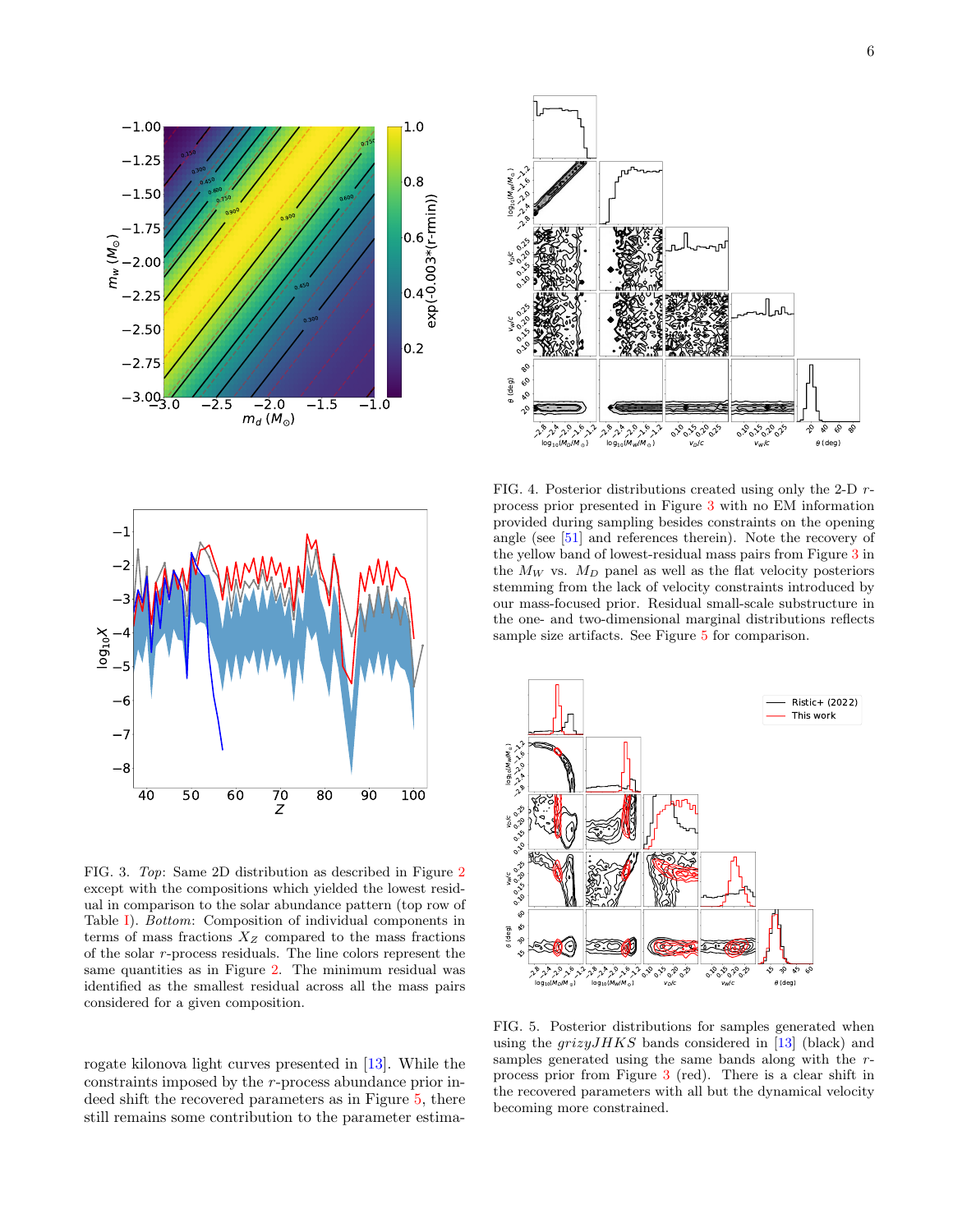FIG. 3. *Top*: Same 2D distribution as described in Figure 2 except with the compositions which yielded the lowest residual in comparison to the solar abundance pattern (top row of Table I). *Bottom*: Composition of individual components in terms of mass fractions $X_Z$ compared to the mass fractions of the solar $r$-process residuals. The line colors represent the same quantities as in Figure 2. The minimum residual was identified as the smallest residual across all the mass pairs considered for a given composition.

FIG. 4. Posterior distributions created using only the 2-D $r$-process prior presented in Figure 3 with no EM information provided during sampling besides constraints on the opening angle (see [51] and references therein). Note the recovery of the yellow band of lowest-residual mass pairs from Figure 3 in the $M_W$ vs. $M_D$ panel as well as the flat velocity posteriors stemming from the lack of velocity constraints introduced by our mass-focused prior. Residual small-scale substructure in the one- and two-dimensional marginal distributions reflects sample size artifacts. See Figure 5 for comparison.

FIG. 5. Posterior distributions for samples generated when using the *grizyJHKS* bands considered in [13] (black) and samples generated using the same bands along with the $r$-process prior from Figure 3 (red). There is a clear shift in the recovered parameters with all but the dynamical velocity becoming more constrained.

rogate kilonova light curves presented in [13]. While the constraints imposed by the $r$-process abundance prior indeed shift the recovered parameters as in Figure 5, there still remains some contribution to the parameter estima-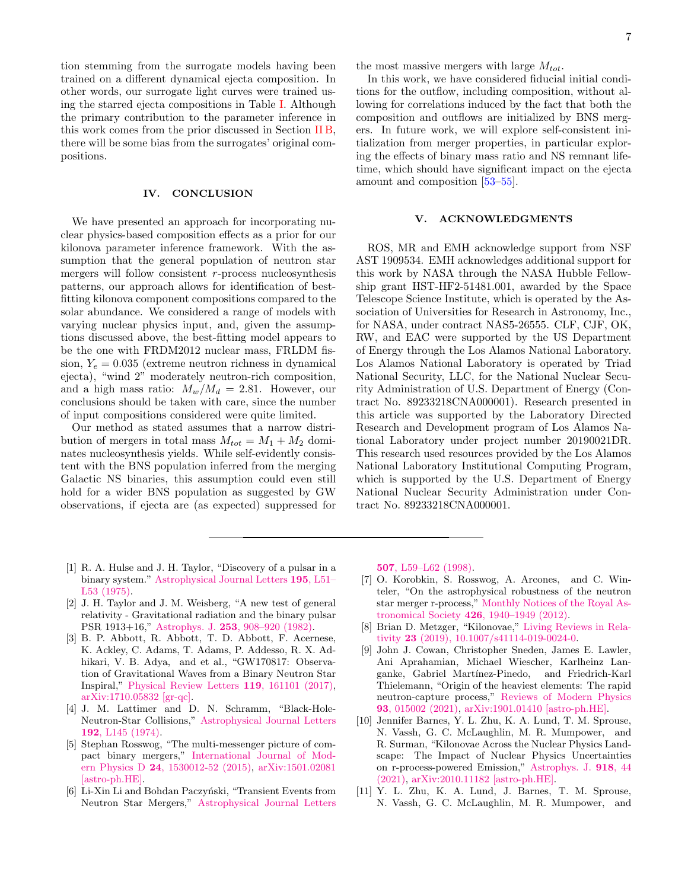tion stemming from the surrogate models having been trained on a different dynamical ejecta composition. In other words, our surrogate light curves were trained using the starred ejecta compositions in Table I. Although the primary contribution to the parameter inference in this work comes from the prior discussed in Section II B, there will be some bias from the surrogates' original compositions.

## IV. CONCLUSION

We have presented an approach for incorporating nuclear physics-based composition effects as a prior for our kilonova parameter inference framework. With the assumption that the general population of neutron star mergers will follow consistent $r$-process nucleosynthesis patterns, our approach allows for identification of best-fitting kilonova component compositions compared to the solar abundance. We considered a range of models with varying nuclear physics input, and, given the assumptions discussed above, the best-fitting model appears to be the one with FRDM2012 nuclear mass, FRLDM fission, $Y_e = 0.035$ (extreme neutron richness in dynamical ejecta), "wind 2" moderately neutron-rich composition, and a high mass ratio: $M_w/M_d = 2.81$. However, our conclusions should be taken with care, since the number of input compositions considered were quite limited.

Our method as stated assumes that a narrow distribution of mergers in total mass $M_{tot} = M_1 + M_2$ dominates nucleosynthesis yields. While self-evidently consistent with the BNS population inferred from the merging Galactic NS binaries, this assumption could even still hold for a wider BNS population as suggested by GW observations, if ejecta are (as expected) suppressed for the most massive mergers with large $M_{tot}$.

In this work, we have considered fiducial initial conditions for the outflow, including composition, without allowing for correlations induced by the fact that both the composition and outflows are initialized by BNS mergers. In future work, we will explore self-consistent initialization from merger properties, in particular exploring the effects of binary mass ratio and NS remnant lifetime, which should have significant impact on the ejecta amount and composition [53–55].

## V. ACKNOWLEDGMENTS

ROS, MR and EMH acknowledge support from NSF AST 1909534. EMH acknowledges additional support for this work by NASA through the NASA Hubble Fellowship grant HST-HF2-51481.001, awarded by the Space Telescope Science Institute, which is operated by the Association of Universities for Research in Astronomy, Inc., for NASA, under contract NAS5-26555. CLF, CJF, OK, RW, and EAC were supported by the US Department of Energy through the Los Alamos National Laboratory. Los Alamos National Laboratory is operated by Triad National Security, LLC, for the National Nuclear Security Administration of U.S. Department of Energy (Contract No. 89233218CNA000001). Research presented in this article was supported by the Laboratory Directed Research and Development program of Los Alamos National Laboratory under project number 20190021DR. This research used resources provided by the Los Alamos National Laboratory Institutional Computing Program, which is supported by the U.S. Department of Energy National Nuclear Security Administration under Contract No. 89233218CNA000001.

---

[1] R. A. Hulse and J. H. Taylor, "Discovery of a pulsar in a binary system." Astrophysical Journal Letters **195**, L51–L53 (1975).

[2] J. H. Taylor and J. M. Weisberg, "A new test of general relativity - Gravitational radiation and the binary pulsar PSR 1913+16," Astrophys. J. **253**, 908–920 (1982).

[3] B. P. Abbott, R. Abbott, T. D. Abbott, F. Acernese, K. Ackley, C. Adams, T. Adams, P. Addesso, R. X. Adhikari, V. B. Adya, and et al., "GW170817: Observation of Gravitational Waves from a Binary Neutron Star Inspiral," Physical Review Letters **119**, 161101 (2017), arXiv:1710.05832 [gr-qc].

[4] J. M. Lattimer and D. N. Schramm, "Black-Hole-Neutron-Star Collisions," Astrophysical Journal Letters **192**, L145 (1974).

[5] Stephan Rosswog, "The multi-messenger picture of compact binary mergers," International Journal of Modern Physics D **24**, 1530012-52 (2015), arXiv:1501.02081 [astro-ph.HE].

[6] Li-Xin Li and Bohdan Paczyński, "Transient Events from Neutron Star Mergers," Astrophysical Journal Letters **507**, L59–L62 (1998).

[7] O. Korobkin, S. Rosswog, A. Arcones, and C. Winteler, "On the astrophysical robustness of the neutron star merger r-process," Monthly Notices of the Royal Astronomical Society **426**, 1940–1949 (2012).

[8] Brian D. Metzger, "Kilonovae," Living Reviews in Relativity **23** (2019), 10.1007/s41114-019-0024-0.

[9] John J. Cowan, Christopher Sneden, James E. Lawler, Ani Aprahamian, Michael Wiescher, Karlheinz Langanke, Gabriel Martínez-Pinedo, and Friedrich-Karl Thielemann, "Origin of the heaviest elements: The rapid neutron-capture process," Reviews of Modern Physics **93**, 015002 (2021), arXiv:1901.01410 [astro-ph.HE].

[10] Jennifer Barnes, Y. L. Zhu, K. A. Lund, T. M. Sprouse, N. Vassh, G. C. McLaughlin, M. R. Mumpower, and R. Surman, "Kilonovae Across the Nuclear Physics Landscape: The Impact of Nuclear Physics Uncertainties on r-process-powered Emission," Astrophys. J. **918**, 44 (2021), arXiv:2010.11182 [astro-ph.HE].

[11] Y. L. Zhu, K. A. Lund, J. Barnes, T. M. Sprouse, N. Vassh, G. C. McLaughlin, M. R. Mumpower, and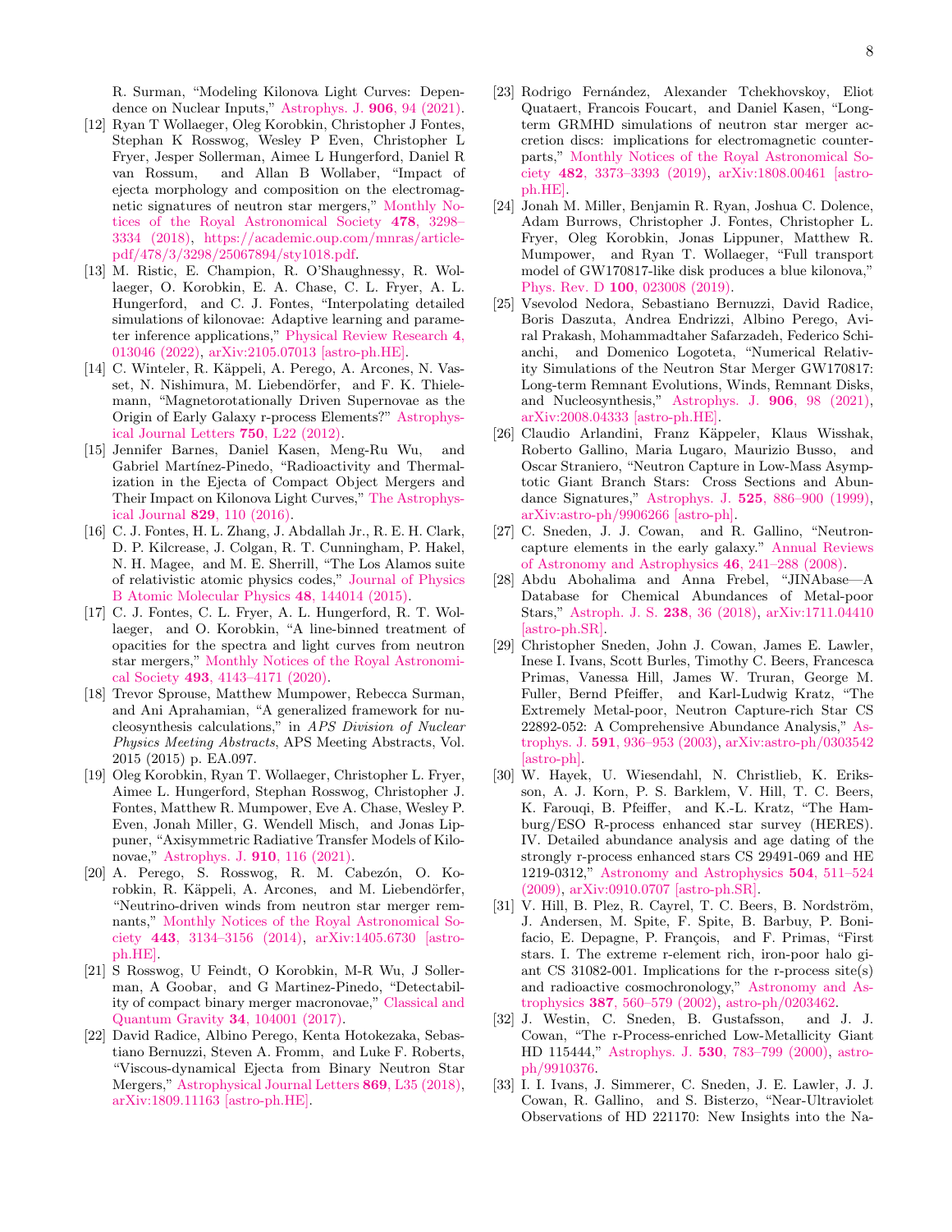R. Surman, "Modeling Kilonova Light Curves: Dependence on Nuclear Inputs," Astrophys. J. **906**, 94 (2021).

[12] Ryan T Wollaeger, Oleg Korobkin, Christopher J Fontes, Stephan K Rosswog, Wesley P Even, Christopher L Fryer, Jesper Sollerman, Aimee L Hungerford, Daniel R van Rossum, and Allan B Wollaber, "Impact of ejecta morphology and composition on the electromagnetic signatures of neutron star mergers," Monthly Notices of the Royal Astronomical Society **478**, 3298–3334 (2018), https://academic.oup.com/mnras/article-pdf/478/3/3298/25067894/sty1018.pdf.

[13] M. Ristic, E. Champion, R. O'Shaughnessy, R. Wollaeger, O. Korobkin, E. A. Chase, C. L. Fryer, A. L. Hungerford, and C. J. Fontes, "Interpolating detailed simulations of kilonovae: Adaptive learning and parameter inference applications," Physical Review Research **4**, 013046 (2022), arXiv:2105.07013 [astro-ph.HE].

[14] C. Winteler, R. Käppeli, A. Perego, A. Arcones, N. Vasset, N. Nishimura, M. Liebendörfer, and F. K. Thielemann, "Magnetorotationally Driven Supernovae as the Origin of Early Galaxy r-process Elements?" Astrophysical Journal Letters **750**, L22 (2012).

[15] Jennifer Barnes, Daniel Kasen, Meng-Ru Wu, and Gabriel Martínez-Pinedo, "Radioactivity and Thermalization in the Ejecta of Compact Object Mergers and Their Impact on Kilonova Light Curves," The Astrophysical Journal **829**, 110 (2016).

[16] C. J. Fontes, H. L. Zhang, J. Abdallah Jr., R. E. H. Clark, D. P. Kilcrease, J. Colgan, R. T. Cunningham, P. Hakel, N. H. Magee, and M. E. Sherrill, "The Los Alamos suite of relativistic atomic physics codes," Journal of Physics B Atomic Molecular Physics **48**, 144014 (2015).

[17] C. J. Fontes, C. L. Fryer, A. L. Hungerford, R. T. Wollaeger, and O. Korobkin, "A line-binned treatment of opacities for the spectra and light curves from neutron star mergers," Monthly Notices of the Royal Astronomical Society **493**, 4143–4171 (2020).

[18] Trevor Sprouse, Matthew Mumpower, Rebecca Surman, and Ani Aprahamian, "A generalized framework for nucleosynthesis calculations," in *APS Division of Nuclear Physics Meeting Abstracts*, APS Meeting Abstracts, Vol. 2015 (2015) p. EA.097.

[19] Oleg Korobkin, Ryan T. Wollaeger, Christopher L. Fryer, Aimee L. Hungerford, Stephan Rosswog, Christopher J. Fontes, Matthew R. Mumpower, Eve A. Chase, Wesley P. Even, Jonah Miller, G. Wendell Misch, and Jonas Lippuner, "Axisymmetric Radiative Transfer Models of Kilonovae," Astrophys. J. **910**, 116 (2021).

[20] A. Perego, S. Rosswog, R. M. Cabezón, O. Korobkin, R. Käppeli, A. Arcones, and M. Liebendörfer, "Neutrino-driven winds from neutron star merger remnants," Monthly Notices of the Royal Astronomical Society **443**, 3134–3156 (2014), arXiv:1405.6730 [astro-ph.HE].

[21] S Rosswog, U Feindt, O Korobkin, M-R Wu, J Sollerman, A Goobar, and G Martinez-Pinedo, "Detectability of compact binary merger macronovae," Classical and Quantum Gravity **34**, 104001 (2017).

[22] David Radice, Albino Perego, Kenta Hotokezaka, Sebastiano Bernuzzi, Steven A. Fromm, and Luke F. Roberts, "Viscous-dynamical Ejecta from Binary Neutron Star Mergers," Astrophysical Journal Letters **869**, L35 (2018), arXiv:1809.11163 [astro-ph.HE].

[23] Rodrigo Fernández, Alexander Tchekhovskoy, Eliot Quataert, Francois Foucart, and Daniel Kasen, "Long-term GRMHD simulations of neutron star merger accretion discs: implications for electromagnetic counterparts," Monthly Notices of the Royal Astronomical Society **482**, 3373–3393 (2019), arXiv:1808.00461 [astro-ph.HE].

[24] Jonah M. Miller, Benjamin R. Ryan, Joshua C. Dolence, Adam Burrows, Christopher J. Fontes, Christopher L. Fryer, Oleg Korobkin, Jonas Lippuner, Matthew R. Mumpower, and Ryan T. Wollaeger, "Full transport model of GW170817-like disk produces a blue kilonova," Phys. Rev. D **100**, 023008 (2019).

[25] Vsevolod Nedora, Sebastiano Bernuzzi, David Radice, Boris Daszuta, Andrea Endrizzi, Albino Perego, Aviral Prakash, Mohammadtaher Safarzadeh, Federico Schianchi, and Domenico Logoteta, "Numerical Relativity Simulations of the Neutron Star Merger GW170817: Long-term Remnant Evolutions, Winds, Remnant Disks, and Nucleosynthesis," Astrophys. J. **906**, 98 (2021), arXiv:2008.04333 [astro-ph.HE].

[26] Claudio Arlandini, Franz Käppeler, Klaus Wisshak, Roberto Gallino, Maria Lugaro, Maurizio Busso, and Oscar Straniero, "Neutron Capture in Low-Mass Asymptotic Giant Branch Stars: Cross Sections and Abundance Signatures," Astrophys. J. **525**, 886–900 (1999), arXiv:astro-ph/9906266 [astro-ph].

[27] C. Sneden, J. J. Cowan, and R. Gallino, "Neutron-capture elements in the early galaxy." Annual Reviews of Astronomy and Astrophysics **46**, 241–288 (2008).

[28] Abdu Abohalima and Anna Frebel, "JINAbase—A Database for Chemical Abundances of Metal-poor Stars," Astroph. J. S. **238**, 36 (2018), arXiv:1711.04410 [astro-ph.SR].

[29] Christopher Sneden, John J. Cowan, James E. Lawler, Inese I. Ivans, Scott Burles, Timothy C. Beers, Francesca Primas, Vanessa Hill, James W. Truran, George M. Fuller, Bernd Pfeiffer, and Karl-Ludwig Kratz, "The Extremely Metal-poor, Neutron Capture-rich Star CS 22892-052: A Comprehensive Abundance Analysis," Astrophys. J. **591**, 936–953 (2003), arXiv:astro-ph/0303542 [astro-ph].

[30] W. Hayek, U. Wiesendahl, N. Christlieb, K. Eriksson, A. J. Korn, P. S. Barklem, V. Hill, T. C. Beers, K. Farouqi, B. Pfeiffer, and K.-L. Kratz, "The Hamburg/ESO R-process enhanced star survey (HERES). IV. Detailed abundance analysis and age dating of the strongly r-process enhanced stars CS 29491-069 and HE 1219-0312," Astronomy and Astrophysics **504**, 511–524 (2009), arXiv:0910.0707 [astro-ph.SR].

[31] V. Hill, B. Plez, R. Cayrel, T. C. Beers, B. Nordström, J. Andersen, M. Spite, F. Spite, B. Barbuy, P. Bonifacio, E. Depagne, P. François, and F. Primas, "First stars. I. The extreme r-element rich, iron-poor halo giant CS 31082-001. Implications for the r-process site(s) and radioactive cosmochronology," Astronomy and Astrophysics **387**, 560–579 (2002), astro-ph/0203462.

[32] J. Westin, C. Sneden, B. Gustafsson, and J. J. Cowan, "The r-Process-enriched Low-Metallicity Giant HD 115444," Astrophys. J. **530**, 783–799 (2000), astro-ph/9910376.

[33] I. I. Ivans, J. Simmerer, C. Sneden, J. E. Lawler, J. J. Cowan, R. Gallino, and S. Bisterzo, "Near-Ultraviolet Observations of HD 221170: New Insights into the Na-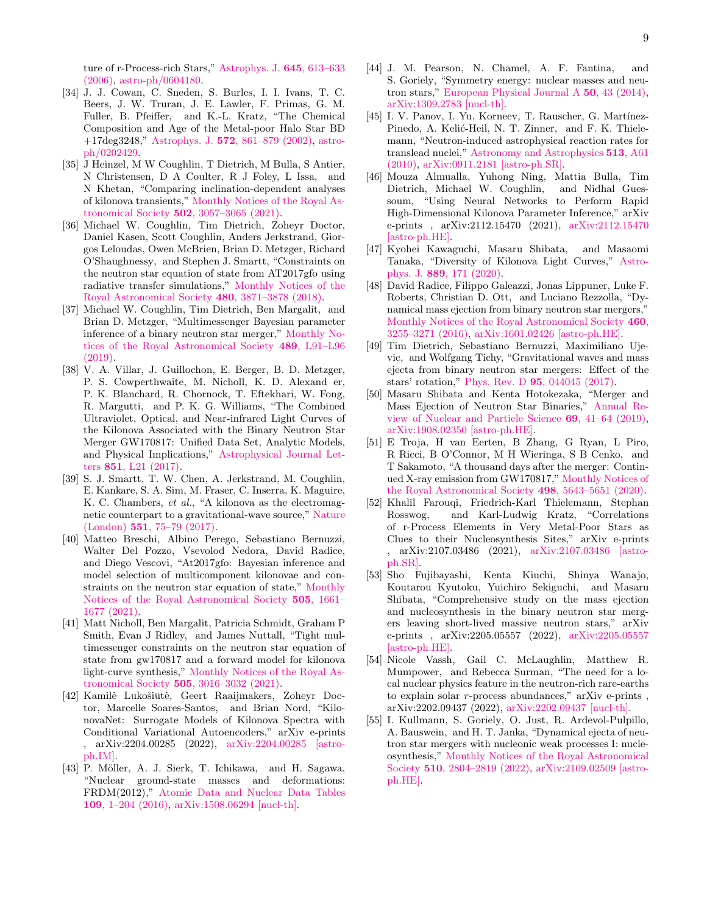ture of r-Process-rich Stars," Astrophys. J. **645**, 613–633 (2006), astro-ph/0604180.

[34] J. J. Cowan, C. Sneden, S. Burles, I. I. Ivans, T. C. Beers, J. W. Truran, J. E. Lawler, F. Primas, G. M. Fuller, B. Pfeiffer, and K.-L. Kratz, "The Chemical Composition and Age of the Metal-poor Halo Star BD +17deg3248," Astrophys. J. **572**, 861–879 (2002), astro-ph/0202429.

[35] J Heinzel, M W Coughlin, T Dietrich, M Bulla, S Antier, N Christensen, D A Coulter, R J Foley, L Issa, and N Khetan, "Comparing inclination-dependent analyses of kilonova transients," Monthly Notices of the Royal Astronomical Society **502**, 3057–3065 (2021).

[36] Michael W. Coughlin, Tim Dietrich, Zoheyr Doctor, Daniel Kasen, Scott Coughlin, Anders Jerkstrand, Giorgos Leloudas, Owen McBrien, Brian D. Metzger, Richard O'Shaughnessy, and Stephen J. Smartt, "Constraints on the neutron star equation of state from AT2017gfo using radiative transfer simulations," Monthly Notices of the Royal Astronomical Society **480**, 3871–3878 (2018).

[37] Michael W. Coughlin, Tim Dietrich, Ben Margalit, and Brian D. Metzger, "Multimessenger Bayesian parameter inference of a binary neutron star merger," Monthly Notices of the Royal Astronomical Society **489**, L91–L96 (2019).

[38] V. A. Villar, J. Guillochon, E. Berger, B. D. Metzger, P. S. Cowperthwaite, M. Nicholl, K. D. Alexand er, P. K. Blanchard, R. Chornock, T. Eftekhari, W. Fong, R. Margutti, and P. K. G. Williams, "The Combined Ultraviolet, Optical, and Near-infrared Light Curves of the Kilonova Associated with the Binary Neutron Star Merger GW170817: Unified Data Set, Analytic Models, and Physical Implications," Astrophysical Journal Letters **851**, L21 (2017).

[39] S. J. Smartt, T. W. Chen, A. Jerkstrand, M. Coughlin, E. Kankare, S. A. Sim, M. Fraser, C. Inserra, K. Maguire, K. C. Chambers, *et al.*, "A kilonova as the electromagnetic counterpart to a gravitational-wave source," Nature (London) **551**, 75–79 (2017).

[40] Matteo Breschi, Albino Perego, Sebastiano Bernuzzi, Walter Del Pozzo, Vsevolod Nedora, David Radice, and Diego Vescovi, "At2017gfo: Bayesian inference and model selection of multicomponent kilonovae and constraints on the neutron star equation of state," Monthly Notices of the Royal Astronomical Society **505**, 1661–1677 (2021).

[41] Matt Nicholl, Ben Margalit, Patricia Schmidt, Graham P Smith, Evan J Ridley, and James Nuttall, "Tight multimessenger constraints on the neutron star equation of state from gw170817 and a forward model for kilonova light-curve synthesis," Monthly Notices of the Royal Astronomical Society **505**, 3016–3032 (2021).

[42] Kamilė Lukošiūtė, Geert Raaijmakers, Zoheyr Doctor, Marcelle Soares-Santos, and Brian Nord, "KilonovaNet: Surrogate Models of Kilonova Spectra with Conditional Variational Autoencoders," arXiv e-prints , arXiv:2204.00285 (2022), arXiv:2204.00285 [astro-ph.IM].

[43] P. Möller, A. J. Sierk, T. Ichikawa, and H. Sagawa, "Nuclear ground-state masses and deformations: FRDM(2012)," Atomic Data and Nuclear Data Tables **109**, 1–204 (2016), arXiv:1508.06294 [nucl-th].

[44] J. M. Pearson, N. Chamel, A. F. Fantina, and S. Goriely, "Symmetry energy: nuclear masses and neutron stars," European Physical Journal A **50**, 43 (2014), arXiv:1309.2783 [nucl-th].

[45] I. V. Panov, I. Yu. Korneev, T. Rauscher, G. Martínez-Pinedo, A. Kelić-Heil, N. T. Zinner, and F. K. Thielemann, "Neutron-induced astrophysical reaction rates for translead nuclei," Astronomy and Astrophysics **513**, A61 (2010), arXiv:0911.2181 [astro-ph.SR].

[46] Mouza Almualla, Yuhong Ning, Mattia Bulla, Tim Dietrich, Michael W. Coughlin, and Nidhal Guessoum, "Using Neural Networks to Perform Rapid High-Dimensional Kilonova Parameter Inference," arXiv e-prints , arXiv:2112.15470 (2021), arXiv:2112.15470 [astro-ph.HE].

[47] Kyohei Kawaguchi, Masaru Shibata, and Masaomi Tanaka, "Diversity of Kilonova Light Curves," Astrophys. J. **889**, 171 (2020).

[48] David Radice, Filippo Galeazzi, Jonas Lippuner, Luke F. Roberts, Christian D. Ott, and Luciano Rezzolla, "Dynamical mass ejection from binary neutron star mergers," Monthly Notices of the Royal Astronomical Society **460**, 3255–3271 (2016), arXiv:1601.02426 [astro-ph.HE].

[49] Tim Dietrich, Sebastiano Bernuzzi, Maximiliano Ujevic, and Wolfgang Tichy, "Gravitational waves and mass ejecta from binary neutron star mergers: Effect of the stars' rotation," Phys. Rev. D **95**, 044045 (2017).

[50] Masaru Shibata and Kenta Hotokezaka, "Merger and Mass Ejection of Neutron Star Binaries," Annual Review of Nuclear and Particle Science **69**, 41–64 (2019), arXiv:1908.02350 [astro-ph.HE].

[51] E Troja, H van Eerten, B Zhang, G Ryan, L Piro, R Ricci, B O'Connor, M H Wieringa, S B Cenko, and T Sakamoto, "A thousand days after the merger: Continued X-ray emission from GW170817," Monthly Notices of the Royal Astronomical Society **498**, 5643–5651 (2020).

[52] Khalil Farouqi, Friedrich-Karl Thielemann, Stephan Rosswog, and Karl-Ludwig Kratz, "Correlations of r-Process Elements in Very Metal-Poor Stars as Clues to their Nucleosynthesis Sites," arXiv e-prints , arXiv:2107.03486 (2021), arXiv:2107.03486 [astro-ph.SR].

[53] Sho Fujibayashi, Kenta Kiuchi, Shinya Wanajo, Koutarou Kyutoku, Yuichiro Sekiguchi, and Masaru Shibata, "Comprehensive study on the mass ejection and nucleosynthesis in the binary neutron star mergers leaving short-lived massive neutron stars," arXiv e-prints , arXiv:2205.05557 (2022), arXiv:2205.05557 [astro-ph.HE].

[54] Nicole Vassh, Gail C. McLaughlin, Matthew R. Mumpower, and Rebecca Surman, "The need for a local nuclear physics feature in the neutron-rich rare-earths to explain solar *r*-process abundances," arXiv e-prints , arXiv:2202.09437 (2022), arXiv:2202.09437 [nucl-th].

[55] I. Kullmann, S. Goriely, O. Just, R. Ardevol-Pulpillo, A. Bauswein, and H. T. Janka, "Dynamical ejecta of neutron star mergers with nucleonic weak processes I: nucleosynthesis," Monthly Notices of the Royal Astronomical Society **510**, 2804–2819 (2022), arXiv:2109.02509 [astro-ph.HE].